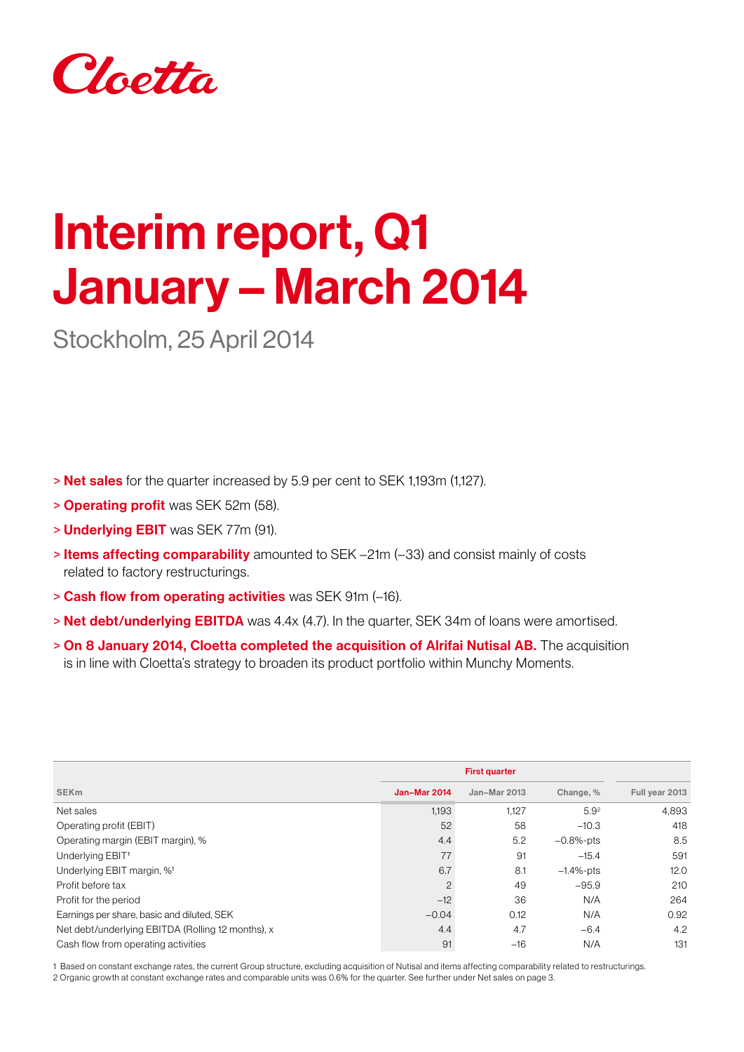Cloetta

# Interim report, Q1 January – March 2014

Stockholm, 25 April 2014

- > **Net sales** for the quarter increased by 5.9 per cent to SEK 1,193m (1,127).
- > **Operating profit** was SEK 52m (58).
- > **Underlying EBIT** was SEK 77m (91).
- > **Items affecting comparability** amounted to SEK –21m (–33) and consist mainly of costs related to factory restructurings.
- > **Cash flow from operating activities** was SEK 91m (–16).
- > **Net debt/underlying EBITDA** was 4.4x (4.7). In the quarter, SEK 34m of loans were amortised.
- > **On 8 January 2014, Cloetta completed the acquisition of Alrifai Nutisal AB.** The acquisition is in line with Cloetta's strategy to broaden its product portfolio within Munchy Moments.

| SEKm | First quarter | | | |
|---|---|---|---|---|
| | Jan–Mar 2014 | Jan–Mar 2013 | Change, % | Full year 2013 |
| Net sales | 1,193 | 1,127 | 5.9[2] | 4,893 |
| Operating profit (EBIT) | 52 | 58 | –10.3 | 418 |
| Operating margin (EBIT margin), % | 4.4 | 5.2 | –0.8%-pts | 8.5 |
| Underlying EBIT[1] | 77 | 91 | –15.4 | 591 |
| Underlying EBIT margin, %[1] | 6.7 | 8.1 | –1.4%-pts | 12.0 |
| Profit before tax | 2 | 49 | –95.9 | 210 |
| Profit for the period | –12 | 36 | N/A | 264 |
| Earnings per share, basic and diluted, SEK | –0.04 | 0.12 | N/A | 0.92 |
| Net debt/underlying EBITDA (Rolling 12 months), x | 4.4 | 4.7 | –6.4 | 4.2 |
| Cash flow from operating activities | 91 | –16 | N/A | 131 |

1 Based on constant exchange rates, the current Group structure, excluding acquisition of Nutisal and items affecting comparability related to restructurings.
2 Organic growth at constant exchange rates and comparable units was 0.6% for the quarter. See further under Net sales on page 3.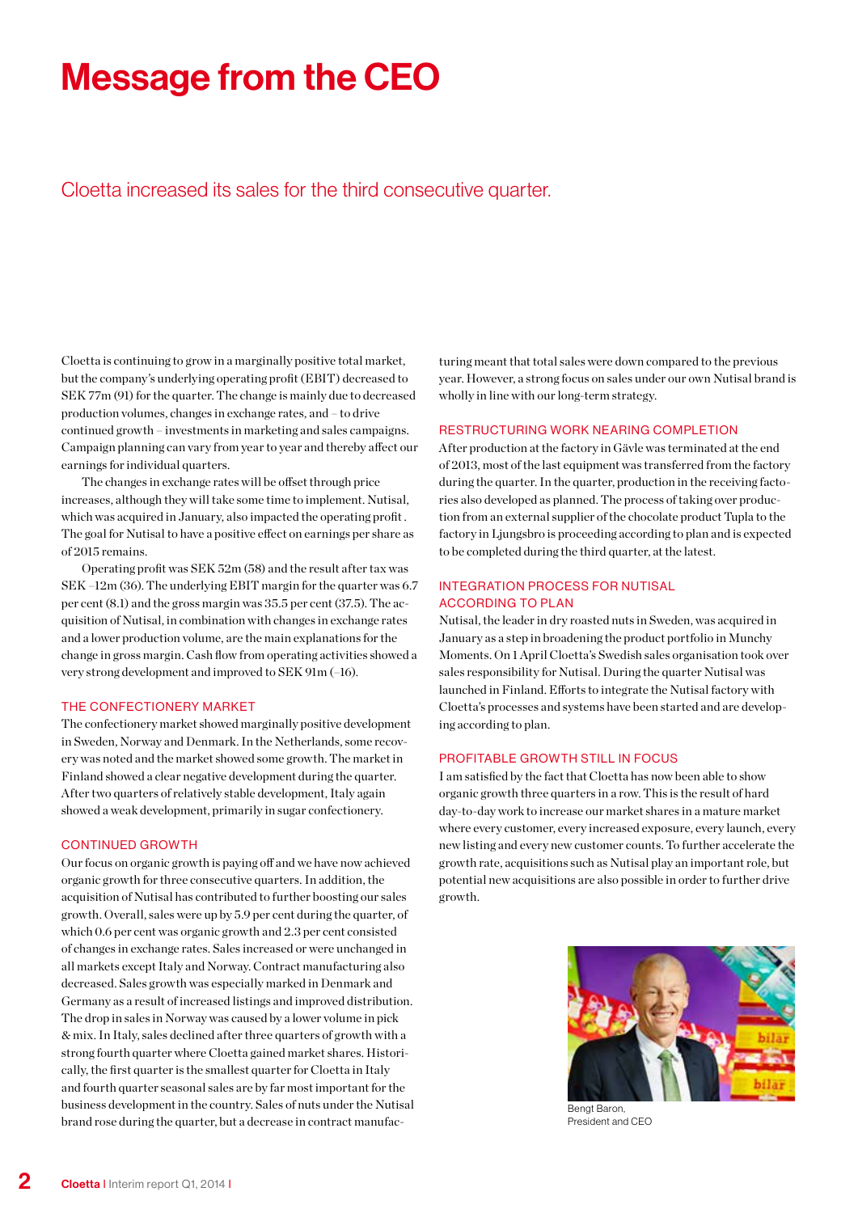# Message from the CEO

## Cloetta increased its sales for the third consecutive quarter.

Cloetta is continuing to grow in a marginally positive total market, but the company's underlying operating profit (EBIT) decreased to SEK 77m (91) for the quarter. The change is mainly due to decreased production volumes, changes in exchange rates, and – to drive continued growth – investments in marketing and sales campaigns. Campaign planning can vary from year to year and thereby affect our earnings for individual quarters.

The changes in exchange rates will be offset through price increases, although they will take some time to implement. Nutisal, which was acquired in January, also impacted the operating profit . The goal for Nutisal to have a positive effect on earnings per share as of 2015 remains.

Operating profit was SEK 52m (58) and the result after tax was SEK –12m (36). The underlying EBIT margin for the quarter was 6.7 per cent (8.1) and the gross margin was 35.5 per cent (37.5). The acquisition of Nutisal, in combination with changes in exchange rates and a lower production volume, are the main explanations for the change in gross margin. Cash flow from operating activities showed a very strong development and improved to SEK 91m (–16).

### THE CONFECTIONERY MARKET

The confectionery market showed marginally positive development in Sweden, Norway and Denmark. In the Netherlands, some recovery was noted and the market showed some growth. The market in Finland showed a clear negative development during the quarter. After two quarters of relatively stable development, Italy again showed a weak development, primarily in sugar confectionery.

### CONTINUED GROWTH

Our focus on organic growth is paying off and we have now achieved organic growth for three consecutive quarters. In addition, the acquisition of Nutisal has contributed to further boosting our sales growth. Overall, sales were up by 5.9 per cent during the quarter, of which 0.6 per cent was organic growth and 2.3 per cent consisted of changes in exchange rates. Sales increased or were unchanged in all markets except Italy and Norway. Contract manufacturing also decreased. Sales growth was especially marked in Denmark and Germany as a result of increased listings and improved distribution. The drop in sales in Norway was caused by a lower volume in pick & mix. In Italy, sales declined after three quarters of growth with a strong fourth quarter where Cloetta gained market shares. Historically, the first quarter is the smallest quarter for Cloetta in Italy and fourth quarter seasonal sales are by far most important for the business development in the country. Sales of nuts under the Nutisal brand rose during the quarter, but a decrease in contract manufacturing meant that total sales were down compared to the previous year. However, a strong focus on sales under our own Nutisal brand is wholly in line with our long-term strategy.

### RESTRUCTURING WORK NEARING COMPLETION

After production at the factory in Gävle was terminated at the end of 2013, most of the last equipment was transferred from the factory during the quarter. In the quarter, production in the receiving factories also developed as planned. The process of taking over production from an external supplier of the chocolate product Tupla to the factory in Ljungsbro is proceeding according to plan and is expected to be completed during the third quarter, at the latest.

### INTEGRATION PROCESS FOR NUTISAL ACCORDING TO PLAN

Nutisal, the leader in dry roasted nuts in Sweden, was acquired in January as a step in broadening the product portfolio in Munchy Moments. On 1 April Cloetta's Swedish sales organisation took over sales responsibility for Nutisal. During the quarter Nutisal was launched in Finland. Efforts to integrate the Nutisal factory with Cloetta's processes and systems have been started and are developing according to plan.

### PROFITABLE GROWTH STILL IN FOCUS

I am satisfied by the fact that Cloetta has now been able to show organic growth three quarters in a row. This is the result of hard day-to-day work to increase our market shares in a mature market where every customer, every increased exposure, every launch, every new listing and every new customer counts. To further accelerate the growth rate, acquisitions such as Nutisal play an important role, but potential new acquisitions are also possible in order to further drive growth.

Bengt Baron,
President and CEO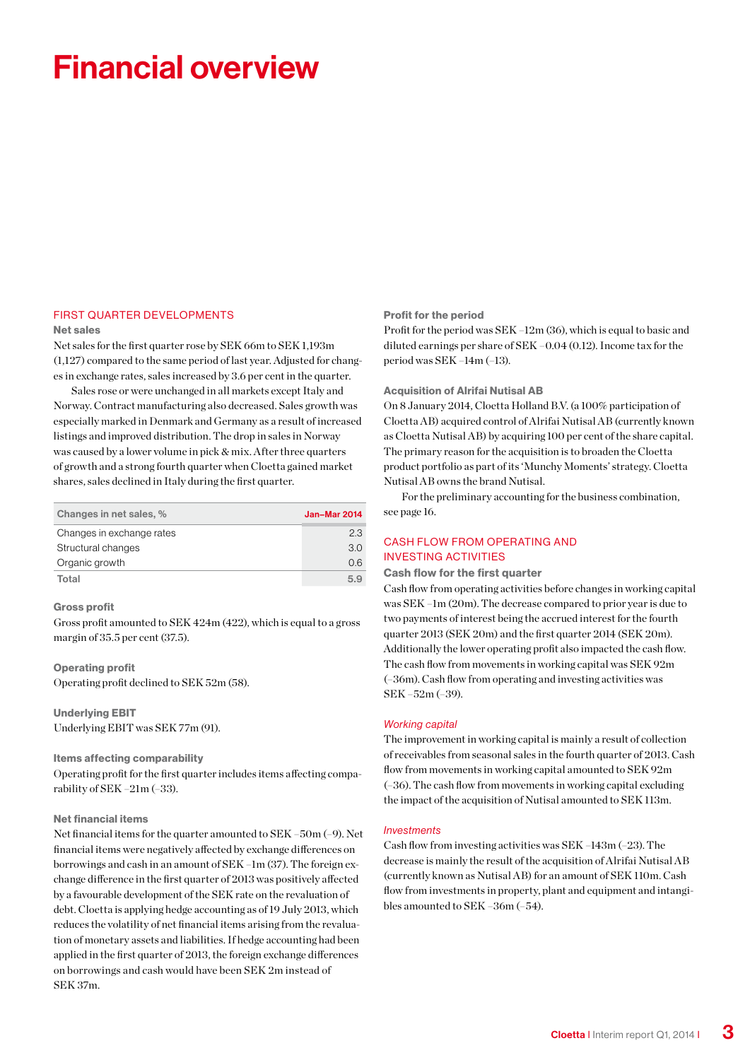// Financial overview

## FIRST QUARTER DEVELOPMENTS

### Net sales

Net sales for the first quarter rose by SEK 66m to SEK 1,193m (1,127) compared to the same period of last year. Adjusted for changes in exchange rates, sales increased by 3.6 per cent in the quarter.

Sales rose or were unchanged in all markets except Italy and Norway. Contract manufacturing also decreased. Sales growth was especially marked in Denmark and Germany as a result of increased listings and improved distribution. The drop in sales in Norway was caused by a lower volume in pick & mix. After three quarters of growth and a strong fourth quarter when Cloetta gained market shares, sales declined in Italy during the first quarter.

| Changes in net sales, % | Jan–Mar 2014 |
|---|---|
| Changes in exchange rates | 2.3 |
| Structural changes | 3.0 |
| Organic growth | 0.6 |
| Total | 5.9 |

### Gross profit

Gross profit amounted to SEK 424m (422), which is equal to a gross margin of 35.5 per cent (37.5).

### Operating profit

Operating profit declined to SEK 52m (58).

### Underlying EBIT

Underlying EBIT was SEK 77m (91).

### Items affecting comparability

Operating profit for the first quarter includes items affecting comparability of SEK –21m (–33).

### Net financial items

Net financial items for the quarter amounted to SEK –50m (–9). Net financial items were negatively affected by exchange differences on borrowings and cash in an amount of SEK –1m (37). The foreign exchange difference in the first quarter of 2013 was positively affected by a favourable development of the SEK rate on the revaluation of debt. Cloetta is applying hedge accounting as of 19 July 2013, which reduces the volatility of net financial items arising from the revaluation of monetary assets and liabilities. If hedge accounting had been applied in the first quarter of 2013, the foreign exchange differences on borrowings and cash would have been SEK 2m instead of SEK 37m.

### Profit for the period

Profit for the period was SEK –12m (36), which is equal to basic and diluted earnings per share of SEK –0.04 (0.12). Income tax for the period was SEK –14m (–13).

### Acquisition of Alrifai Nutisal AB

On 8 January 2014, Cloetta Holland B.V. (a 100% participation of Cloetta AB) acquired control of Alrifai Nutisal AB (currently known as Cloetta Nutisal AB) by acquiring 100 per cent of the share capital. The primary reason for the acquisition is to broaden the Cloetta product portfolio as part of its 'Munchy Moments' strategy. Cloetta Nutisal AB owns the brand Nutisal.

For the preliminary accounting for the business combination, see page 16.

## CASH FLOW FROM OPERATING AND INVESTING ACTIVITIES

### Cash flow for the first quarter

Cash flow from operating activities before changes in working capital was SEK –1m (20m). The decrease compared to prior year is due to two payments of interest being the accrued interest for the fourth quarter 2013 (SEK 20m) and the first quarter 2014 (SEK 20m). Additionally the lower operating profit also impacted the cash flow. The cash flow from movements in working capital was SEK 92m (–36m). Cash flow from operating and investing activities was SEK –52m (–39).

#### *Working capital*

The improvement in working capital is mainly a result of collection of receivables from seasonal sales in the fourth quarter of 2013. Cash flow from movements in working capital amounted to SEK 92m (–36). The cash flow from movements in working capital excluding the impact of the acquisition of Nutisal amounted to SEK 113m.

#### *Investments*

Cash flow from investing activities was SEK –143m (–23). The decrease is mainly the result of the acquisition of Alrifai Nutisal AB (currently known as Nutisal AB) for an amount of SEK 110m. Cash flow from investments in property, plant and equipment and intangibles amounted to SEK –36m (–54).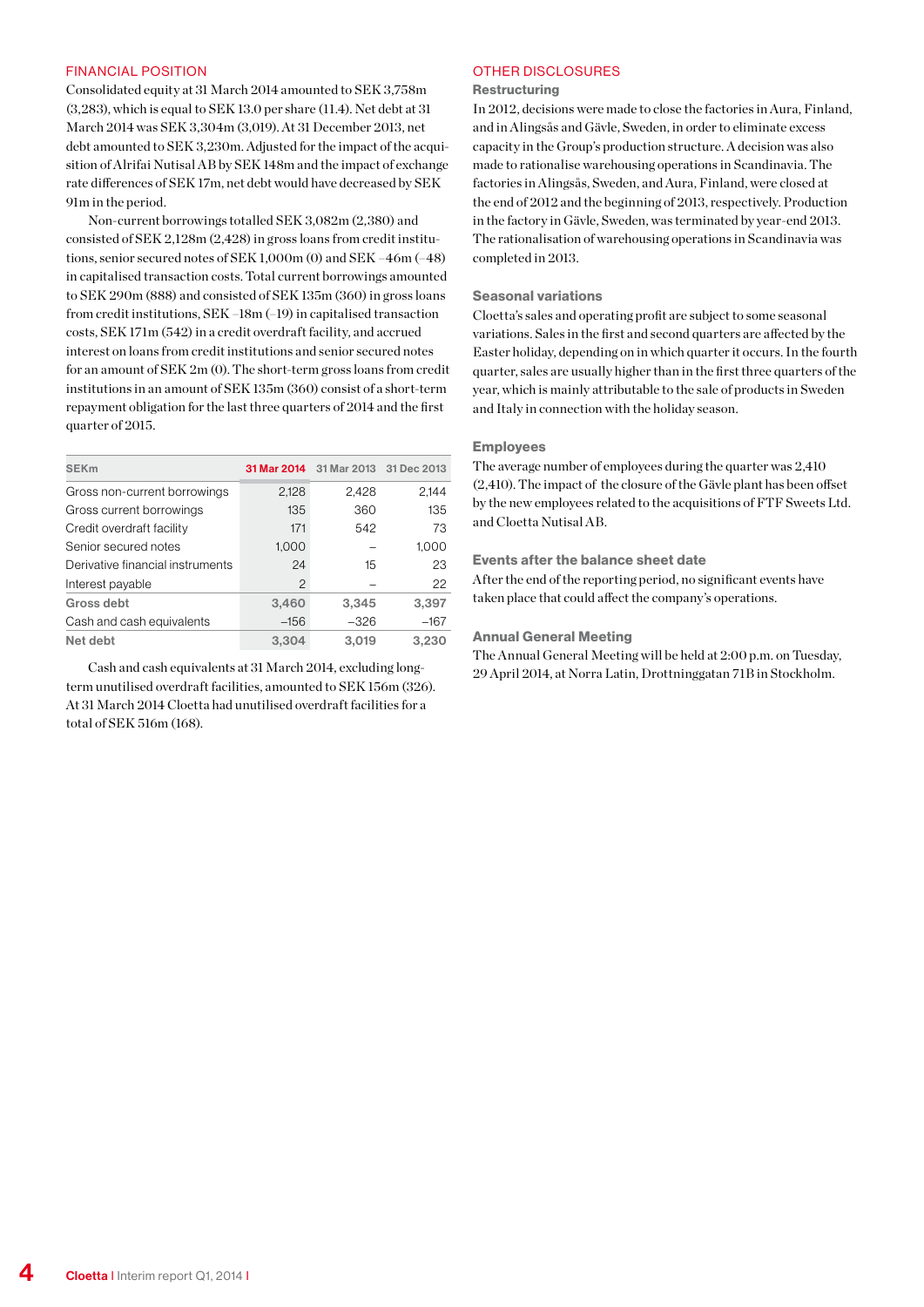## FINANCIAL POSITION

Consolidated equity at 31 March 2014 amounted to SEK 3,758m (3,283), which is equal to SEK 13.0 per share (11.4). Net debt at 31 March 2014 was SEK 3,304m (3,019). At 31 December 2013, net debt amounted to SEK 3,230m. Adjusted for the impact of the acquisition of Alrifai Nutisal AB by SEK 148m and the impact of exchange rate differences of SEK 17m, net debt would have decreased by SEK 91m in the period.

Non-current borrowings totalled SEK 3,082m (2,380) and consisted of SEK 2,128m (2,428) in gross loans from credit institutions, senior secured notes of SEK 1,000m (0) and SEK –46m (–48) in capitalised transaction costs. Total current borrowings amounted to SEK 290m (888) and consisted of SEK 135m (360) in gross loans from credit institutions, SEK –18m (–19) in capitalised transaction costs, SEK 171m (542) in a credit overdraft facility, and accrued interest on loans from credit institutions and senior secured notes for an amount of SEK 2m (0). The short-term gross loans from credit institutions in an amount of SEK 135m (360) consist of a short-term repayment obligation for the last three quarters of 2014 and the first quarter of 2015.

| SEKm | 31 Mar 2014 | 31 Mar 2013 | 31 Dec 2013 |
|---|---|---|---|
| Gross non-current borrowings | 2,128 | 2,428 | 2,144 |
| Gross current borrowings | 135 | 360 | 135 |
| Credit overdraft facility | 171 | 542 | 73 |
| Senior secured notes | 1,000 | – | 1,000 |
| Derivative financial instruments | 24 | 15 | 23 |
| Interest payable | 2 | – | 22 |
| **Gross debt** | **3,460** | **3,345** | **3,397** |
| Cash and cash equivalents | –156 | –326 | –167 |
| **Net debt** | **3,304** | **3,019** | **3,230** |

Cash and cash equivalents at 31 March 2014, excluding long-term unutilised overdraft facilities, amounted to SEK 156m (326). At 31 March 2014 Cloetta had unutilised overdraft facilities for a total of SEK 516m (168).

## OTHER DISCLOSURES

### Restructuring

In 2012, decisions were made to close the factories in Aura, Finland, and in Alingsås and Gävle, Sweden, in order to eliminate excess capacity in the Group's production structure. A decision was also made to rationalise warehousing operations in Scandinavia. The factories in Alingsås, Sweden, and Aura, Finland, were closed at the end of 2012 and the beginning of 2013, respectively. Production in the factory in Gävle, Sweden, was terminated by year-end 2013. The rationalisation of warehousing operations in Scandinavia was completed in 2013.

### Seasonal variations

Cloetta's sales and operating profit are subject to some seasonal variations. Sales in the first and second quarters are affected by the Easter holiday, depending on in which quarter it occurs. In the fourth quarter, sales are usually higher than in the first three quarters of the year, which is mainly attributable to the sale of products in Sweden and Italy in connection with the holiday season.

### Employees

The average number of employees during the quarter was 2,410 (2,410). The impact of the closure of the Gävle plant has been offset by the new employees related to the acquisitions of FTF Sweets Ltd. and Cloetta Nutisal AB.

### Events after the balance sheet date

After the end of the reporting period, no significant events have taken place that could affect the company's operations.

### Annual General Meeting

The Annual General Meeting will be held at 2:00 p.m. on Tuesday, 29 April 2014, at Norra Latin, Drottninggatan 71B in Stockholm.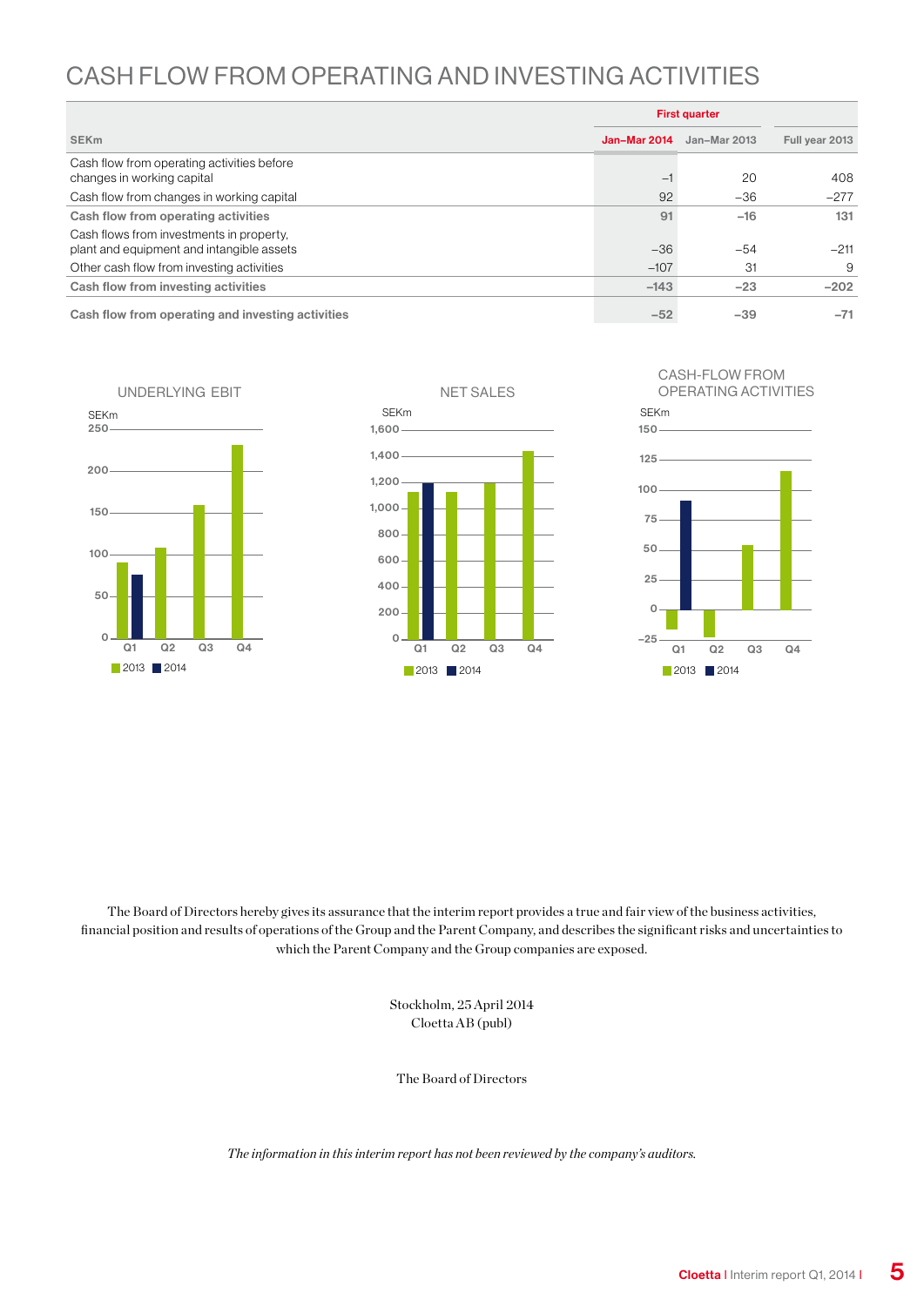# CASH FLOW FROM OPERATING AND INVESTING ACTIVITIES

| SEKm | First quarter Jan–Mar 2014 | Jan–Mar 2013 | Full year 2013 |
|---|---|---|---|
| Cash flow from operating activities before changes in working capital | –1 | 20 | 408 |
| Cash flow from changes in working capital | 92 | –36 | –277 |
| **Cash flow from operating activities** | **91** | **–16** | **131** |
| Cash flows from investments in property, plant and equipment and intangible assets | –36 | –54 | –211 |
| Other cash flow from investing activities | –107 | 31 | 9 |
| **Cash flow from investing activities** | **–143** | **–23** | **–202** |
| **Cash flow from operating and investing activities** | **–52** | **–39** | **–71** |

UNDERLYING EBIT

NET SALES

CASH-FLOW FROM OPERATING ACTIVITIES

The Board of Directors hereby gives its assurance that the interim report provides a true and fair view of the business activities, financial position and results of operations of the Group and the Parent Company, and describes the significant risks and uncertainties to which the Parent Company and the Group companies are exposed.

Stockholm, 25 April 2014
Cloetta AB (publ)

The Board of Directors

*The information in this interim report has not been reviewed by the company's auditors.*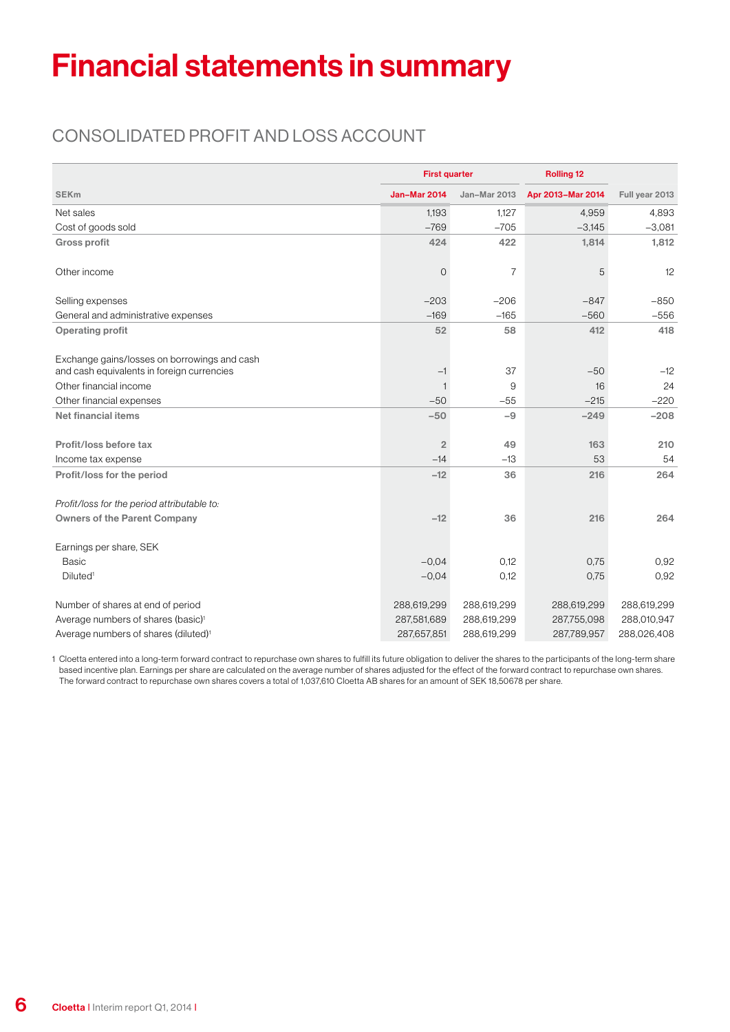# Financial statements in summary

## CONSOLIDATED PROFIT AND LOSS ACCOUNT

| SEKm | First quarter Jan–Mar 2014 | Jan–Mar 2013 | Rolling 12 Apr 2013–Mar 2014 | Full year 2013 |
|---|---|---|---|---|
| Net sales | 1,193 | 1,127 | 4,959 | 4,893 |
| Cost of goods sold | –769 | –705 | –3,145 | –3,081 |
| **Gross profit** | **424** | **422** | **1,814** | **1,812** |
| Other income | 0 | 7 | 5 | 12 |
| Selling expenses | –203 | –206 | –847 | –850 |
| General and administrative expenses | –169 | –165 | –560 | –556 |
| **Operating profit** | **52** | **58** | **412** | **418** |
| Exchange gains/losses on borrowings and cash and cash equivalents in foreign currencies | –1 | 37 | –50 | –12 |
| Other financial income | 1 | 9 | 16 | 24 |
| Other financial expenses | –50 | –55 | –215 | –220 |
| **Net financial items** | **–50** | **–9** | **–249** | **–208** |
| **Profit/loss before tax** | **2** | **49** | **163** | **210** |
| Income tax expense | –14 | –13 | 53 | 54 |
| **Profit/loss for the period** | **–12** | **36** | **216** | **264** |
| *Profit/loss for the period attributable to:* | | | | |
| **Owners of the Parent Company** | **–12** | **36** | **216** | **264** |
| Earnings per share, SEK | | | | |
| Basic | –0,04 | 0,12 | 0,75 | 0,92 |
| Diluted[1] | –0,04 | 0,12 | 0,75 | 0,92 |
| Number of shares at end of period | 288,619,299 | 288,619,299 | 288,619,299 | 288,619,299 |
| Average numbers of shares (basic)[1] | 287,581,689 | 288,619,299 | 287,755,098 | 288,010,947 |
| Average numbers of shares (diluted)[1] | 287,657,851 | 288,619,299 | 287,789,957 | 288,026,408 |

1 Cloetta entered into a long-term forward contract to repurchase own shares to fulfill its future obligation to deliver the shares to the participants of the long-term share based incentive plan. Earnings per share are calculated on the average number of shares adjusted for the effect of the forward contract to repurchase own shares. The forward contract to repurchase own shares covers a total of 1,037,610 Cloetta AB shares for an amount of SEK 18,50678 per share.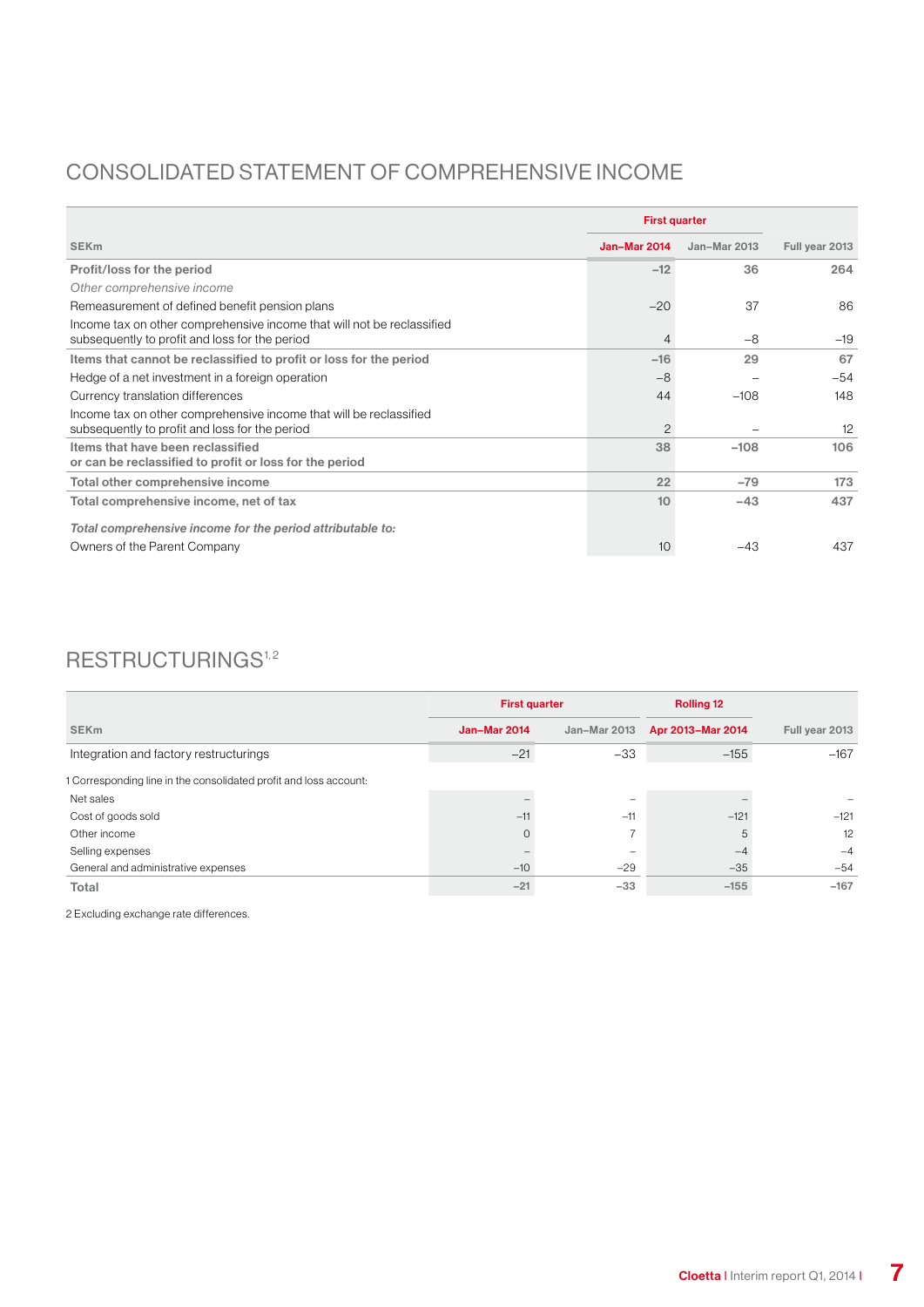## CONSOLIDATED STATEMENT OF COMPREHENSIVE INCOME

| SEKm | First quarter Jan–Mar 2014 | Jan–Mar 2013 | Full year 2013 |
|---|---|---|---|
| **Profit/loss for the period** | –12 | 36 | 264 |
| *Other comprehensive income* | | | |
| Remeasurement of defined benefit pension plans | –20 | 37 | 86 |
| Income tax on other comprehensive income that will not be reclassified subsequently to profit and loss for the period | 4 | –8 | –19 |
| **Items that cannot be reclassified to profit or loss for the period** | –16 | 29 | 67 |
| Hedge of a net investment in a foreign operation | –8 | – | –54 |
| Currency translation differences | 44 | –108 | 148 |
| Income tax on other comprehensive income that will be reclassified subsequently to profit and loss for the period | 2 | – | 12 |
| **Items that have been reclassified or can be reclassified to profit or loss for the period** | 38 | –108 | 106 |
| **Total other comprehensive income** | 22 | –79 | 173 |
| **Total comprehensive income, net of tax** | 10 | –43 | 437 |
| ***Total comprehensive income for the period attributable to:*** | | | |
| Owners of the Parent Company | 10 | –43 | 437 |

## RESTRUCTURINGS[1,2]

| SEKm | First quarter Jan–Mar 2014 | Jan–Mar 2013 | Rolling 12 Apr 2013–Mar 2014 | Full year 2013 |
|---|---|---|---|---|
| Integration and factory restructurings | –21 | –33 | –155 | –167 |
| 1 Corresponding line in the consolidated profit and loss account: | | | | |
| Net sales | – | – | – | – |
| Cost of goods sold | –11 | –11 | –121 | –121 |
| Other income | 0 | 7 | 5 | 12 |
| Selling expenses | – | – | –4 | –4 |
| General and administrative expenses | –10 | –29 | –35 | –54 |
| **Total** | –21 | –33 | –155 | –167 |

2 Excluding exchange rate differences.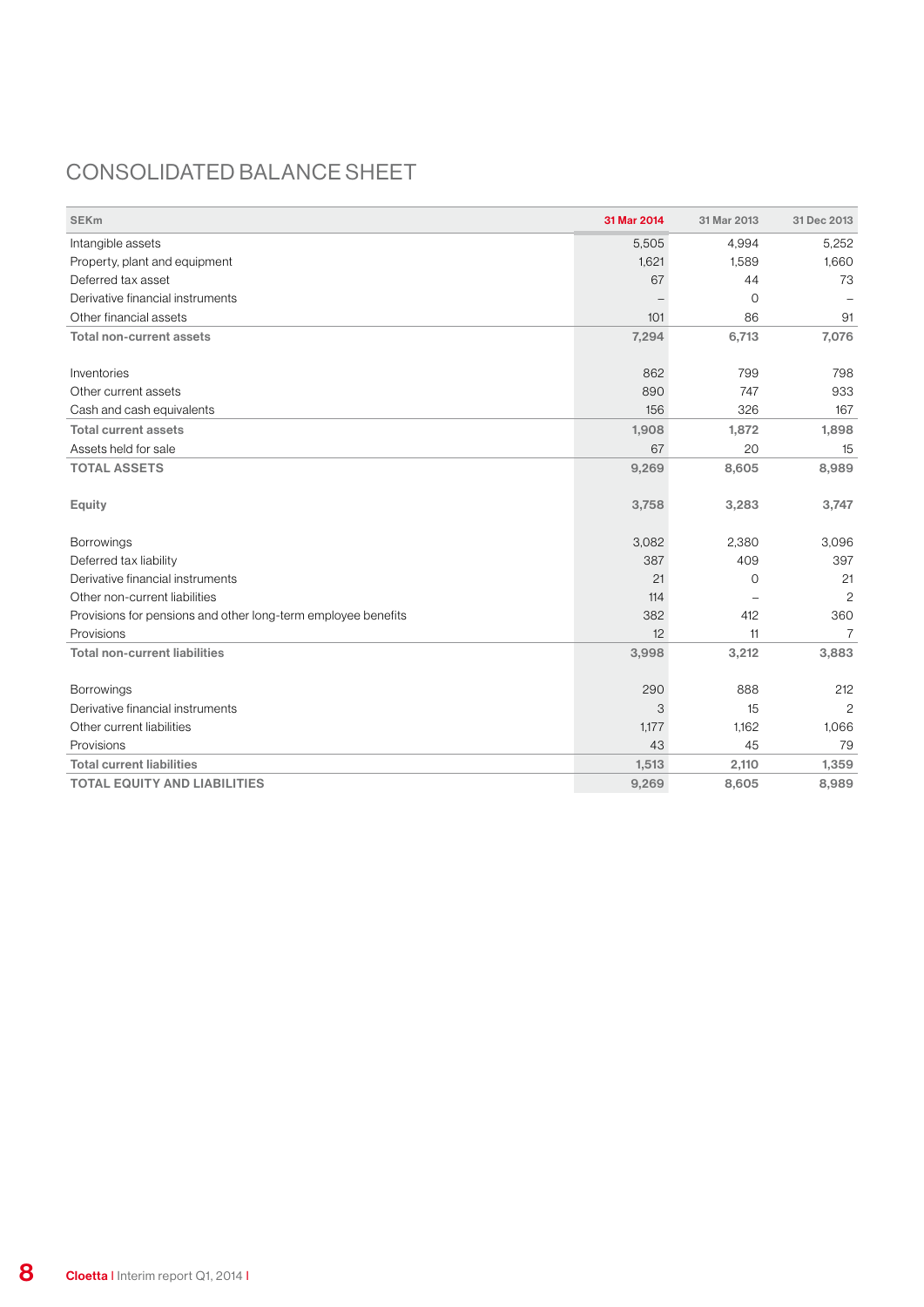# CONSOLIDATED BALANCE SHEET

| SEKm | 31 Mar 2014 | 31 Mar 2013 | 31 Dec 2013 |
|---|---|---|---|
| Intangible assets | 5,505 | 4,994 | 5,252 |
| Property, plant and equipment | 1,621 | 1,589 | 1,660 |
| Deferred tax asset | 67 | 44 | 73 |
| Derivative financial instruments | – | 0 | – |
| Other financial assets | 101 | 86 | 91 |
| **Total non-current assets** | **7,294** | **6,713** | **7,076** |
| | | | |
| Inventories | 862 | 799 | 798 |
| Other current assets | 890 | 747 | 933 |
| Cash and cash equivalents | 156 | 326 | 167 |
| **Total current assets** | **1,908** | **1,872** | **1,898** |
| Assets held for sale | 67 | 20 | 15 |
| **TOTAL ASSETS** | **9,269** | **8,605** | **8,989** |
| | | | |
| **Equity** | **3,758** | **3,283** | **3,747** |
| | | | |
| Borrowings | 3,082 | 2,380 | 3,096 |
| Deferred tax liability | 387 | 409 | 397 |
| Derivative financial instruments | 21 | 0 | 21 |
| Other non-current liabilities | 114 | – | 2 |
| Provisions for pensions and other long-term employee benefits | 382 | 412 | 360 |
| Provisions | 12 | 11 | 7 |
| **Total non-current liabilities** | **3,998** | **3,212** | **3,883** |
| | | | |
| Borrowings | 290 | 888 | 212 |
| Derivative financial instruments | 3 | 15 | 2 |
| Other current liabilities | 1,177 | 1,162 | 1,066 |
| Provisions | 43 | 45 | 79 |
| **Total current liabilities** | **1,513** | **2,110** | **1,359** |
| **TOTAL EQUITY AND LIABILITIES** | **9,269** | **8,605** | **8,989** |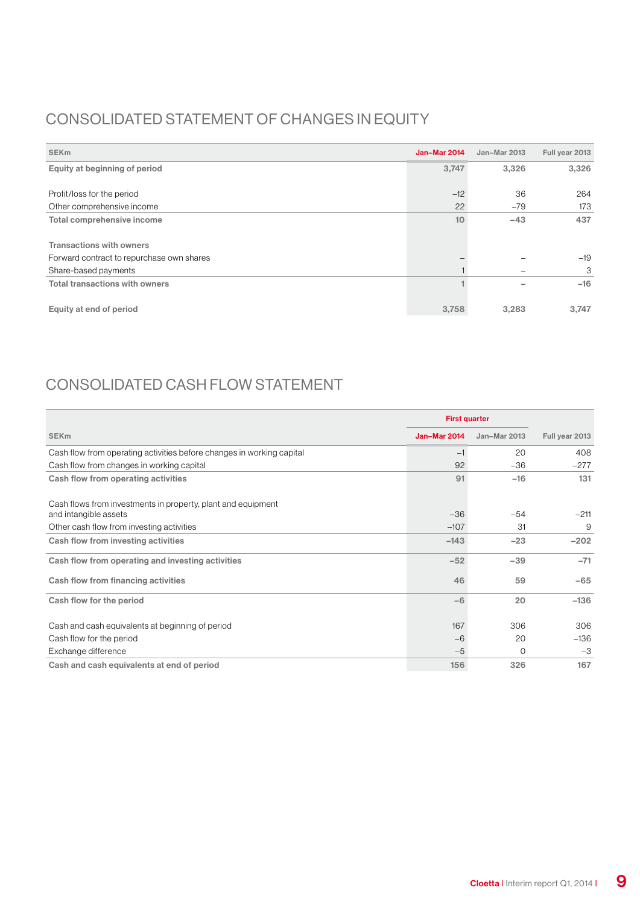## CONSOLIDATED STATEMENT OF CHANGES IN EQUITY

| SEKm | Jan–Mar 2014 | Jan–Mar 2013 | Full year 2013 |
|---|---|---|---|
| **Equity at beginning of period** | 3,747 | 3,326 | 3,326 |
| | | | |
| Profit/loss for the period | –12 | 36 | 264 |
| Other comprehensive income | 22 | –79 | 173 |
| **Total comprehensive income** | 10 | –43 | 437 |
| | | | |
| **Transactions with owners** | | | |
| Forward contract to repurchase own shares | – | – | –19 |
| Share-based payments | 1 | – | 3 |
| **Total transactions with owners** | 1 | – | –16 |
| | | | |
| **Equity at end of period** | 3,758 | 3,283 | 3,747 |

## CONSOLIDATED CASH FLOW STATEMENT

| | First quarter | | |
|---|---|---|---|
| SEKm | Jan–Mar 2014 | Jan–Mar 2013 | Full year 2013 |
| Cash flow from operating activities before changes in working capital | –1 | 20 | 408 |
| Cash flow from changes in working capital | 92 | –36 | –277 |
| **Cash flow from operating activities** | 91 | –16 | 131 |
| | | | |
| Cash flows from investments in property, plant and equipment and intangible assets | –36 | –54 | –211 |
| Other cash flow from investing activities | –107 | 31 | 9 |
| **Cash flow from investing activities** | –143 | –23 | –202 |
| **Cash flow from operating and investing activities** | –52 | –39 | –71 |
| **Cash flow from financing activities** | 46 | 59 | –65 |
| **Cash flow for the period** | –6 | 20 | –136 |
| | | | |
| Cash and cash equivalents at beginning of period | 167 | 306 | 306 |
| Cash flow for the period | –6 | 20 | –136 |
| Exchange difference | –5 | 0 | –3 |
| **Cash and cash equivalents at end of period** | 156 | 326 | 167 |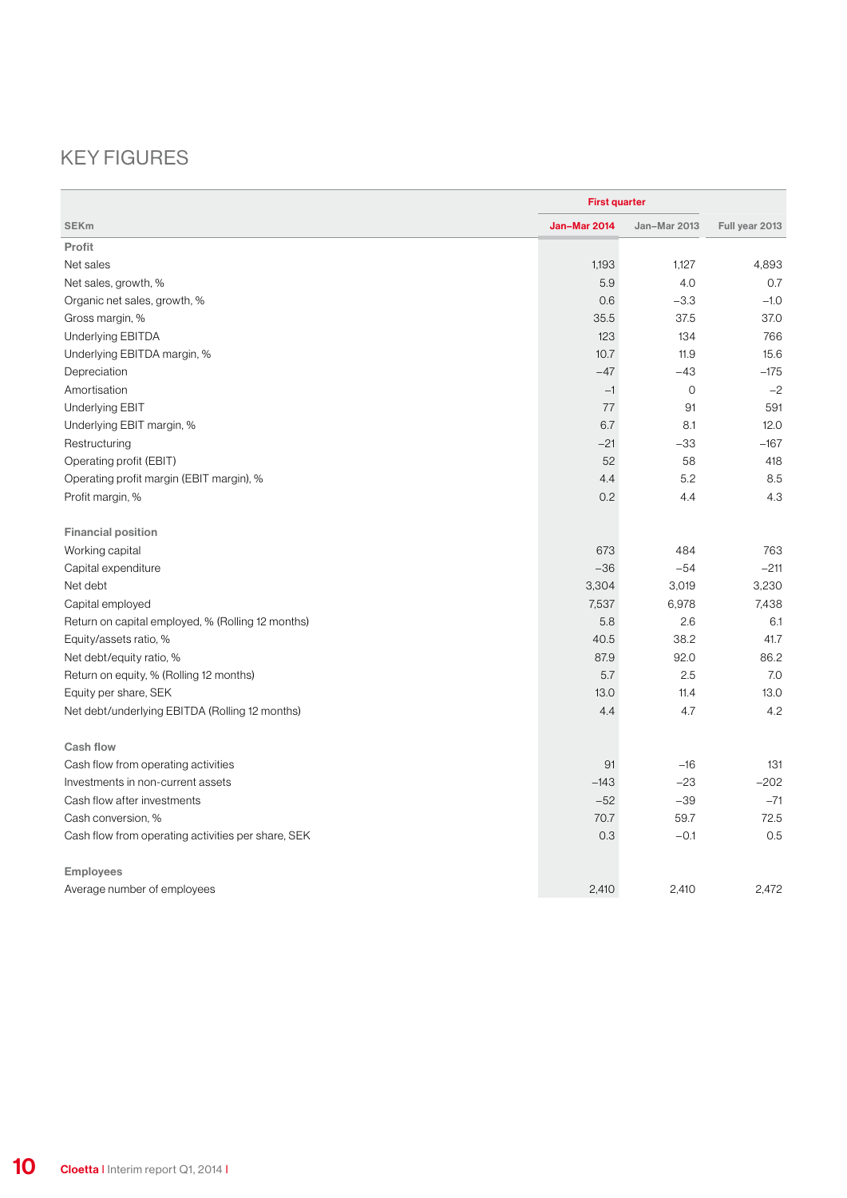# KEY FIGURES

| SEKm | First quarter | | |
|---|---|---|---|
| | Jan–Mar 2014 | Jan–Mar 2013 | Full year 2013 |
| **Profit** | | | |
| Net sales | 1,193 | 1,127 | 4,893 |
| Net sales, growth, % | 5.9 | 4.0 | 0.7 |
| Organic net sales, growth, % | 0.6 | −3.3 | −1.0 |
| Gross margin, % | 35.5 | 37.5 | 37.0 |
| Underlying EBITDA | 123 | 134 | 766 |
| Underlying EBITDA margin, % | 10.7 | 11.9 | 15.6 |
| Depreciation | −47 | −43 | −175 |
| Amortisation | −1 | 0 | −2 |
| Underlying EBIT | 77 | 91 | 591 |
| Underlying EBIT margin, % | 6.7 | 8.1 | 12.0 |
| Restructuring | −21 | −33 | −167 |
| Operating profit (EBIT) | 52 | 58 | 418 |
| Operating profit margin (EBIT margin), % | 4.4 | 5.2 | 8.5 |
| Profit margin, % | 0.2 | 4.4 | 4.3 |
| **Financial position** | | | |
| Working capital | 673 | 484 | 763 |
| Capital expenditure | −36 | −54 | −211 |
| Net debt | 3,304 | 3,019 | 3,230 |
| Capital employed | 7,537 | 6,978 | 7,438 |
| Return on capital employed, % (Rolling 12 months) | 5.8 | 2.6 | 6.1 |
| Equity/assets ratio, % | 40.5 | 38.2 | 41.7 |
| Net debt/equity ratio, % | 87.9 | 92.0 | 86.2 |
| Return on equity, % (Rolling 12 months) | 5.7 | 2.5 | 7.0 |
| Equity per share, SEK | 13.0 | 11.4 | 13.0 |
| Net debt/underlying EBITDA (Rolling 12 months) | 4.4 | 4.7 | 4.2 |
| **Cash flow** | | | |
| Cash flow from operating activities | 91 | −16 | 131 |
| Investments in non-current assets | −143 | −23 | −202 |
| Cash flow after investments | −52 | −39 | −71 |
| Cash conversion, % | 70.7 | 59.7 | 72.5 |
| Cash flow from operating activities per share, SEK | 0.3 | −0.1 | 0.5 |
| **Employees** | | | |
| Average number of employees | 2,410 | 2,410 | 2,472 |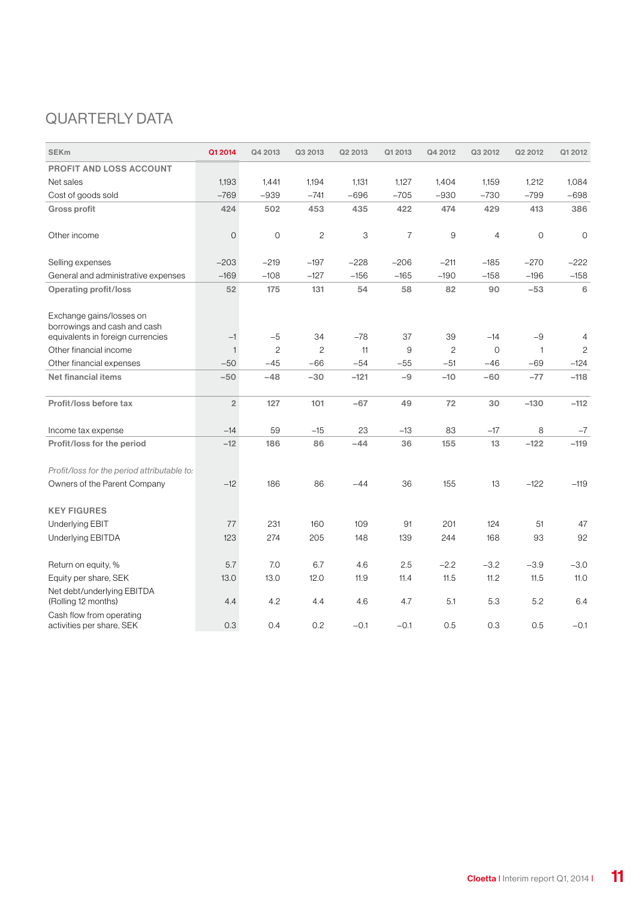# QUARTERLY DATA

| SEKm | Q1 2014 | Q4 2013 | Q3 2013 | Q2 2013 | Q1 2013 | Q4 2012 | Q3 2012 | Q2 2012 | Q1 2012 |
|---|---|---|---|---|---|---|---|---|---|
| **PROFIT AND LOSS ACCOUNT** | | | | | | | | | |
| Net sales | 1,193 | 1,441 | 1,194 | 1,131 | 1,127 | 1,404 | 1,159 | 1,212 | 1,084 |
| Cost of goods sold | –769 | –939 | –741 | –696 | –705 | –930 | –730 | –799 | –698 |
| **Gross profit** | **424** | **502** | **453** | **435** | **422** | **474** | **429** | **413** | **386** |
| Other income | 0 | 0 | 2 | 3 | 7 | 9 | 4 | 0 | 0 |
| Selling expenses | –203 | –219 | –197 | –228 | –206 | –211 | –185 | –270 | –222 |
| General and administrative expenses | –169 | –108 | –127 | –156 | –165 | –190 | –158 | –196 | –158 |
| **Operating profit/loss** | **52** | **175** | **131** | **54** | **58** | **82** | **90** | **–53** | **6** |
| Exchange gains/losses on borrowings and cash and cash equivalents in foreign currencies | –1 | –5 | 34 | –78 | 37 | 39 | –14 | –9 | 4 |
| Other financial income | 1 | 2 | 2 | 11 | 9 | 2 | 0 | 1 | 2 |
| Other financial expenses | –50 | –45 | –66 | –54 | –55 | –51 | –46 | –69 | –124 |
| **Net financial items** | **–50** | **–48** | **–30** | **–121** | **–9** | **–10** | **–60** | **–77** | **–118** |
| **Profit/loss before tax** | **2** | **127** | **101** | **–67** | **49** | **72** | **30** | **–130** | **–112** |
| Income tax expense | –14 | 59 | –15 | 23 | –13 | 83 | –17 | 8 | –7 |
| **Profit/loss for the period** | **–12** | **186** | **86** | **–44** | **36** | **155** | **13** | **–122** | **–119** |
| *Profit/loss for the period attributable to:* | | | | | | | | | |
| Owners of the Parent Company | –12 | 186 | 86 | –44 | 36 | 155 | 13 | –122 | –119 |
| **KEY FIGURES** | | | | | | | | | |
| Underlying EBIT | 77 | 231 | 160 | 109 | 91 | 201 | 124 | 51 | 47 |
| Underlying EBITDA | 123 | 274 | 205 | 148 | 139 | 244 | 168 | 93 | 92 |
| Return on equity, % | 5.7 | 7.0 | 6.7 | 4.6 | 2.5 | –2.2 | –3.2 | –3.9 | –3.0 |
| Equity per share, SEK | 13.0 | 13.0 | 12.0 | 11.9 | 11.4 | 11.5 | 11.2 | 11.5 | 11.0 |
| Net debt/underlying EBITDA (Rolling 12 months) | 4.4 | 4.2 | 4.4 | 4.6 | 4.7 | 5.1 | 5.3 | 5.2 | 6.4 |
| Cash flow from operating activities per share, SEK | 0.3 | 0.4 | 0.2 | –0.1 | –0.1 | 0.5 | 0.3 | 0.5 | –0.1 |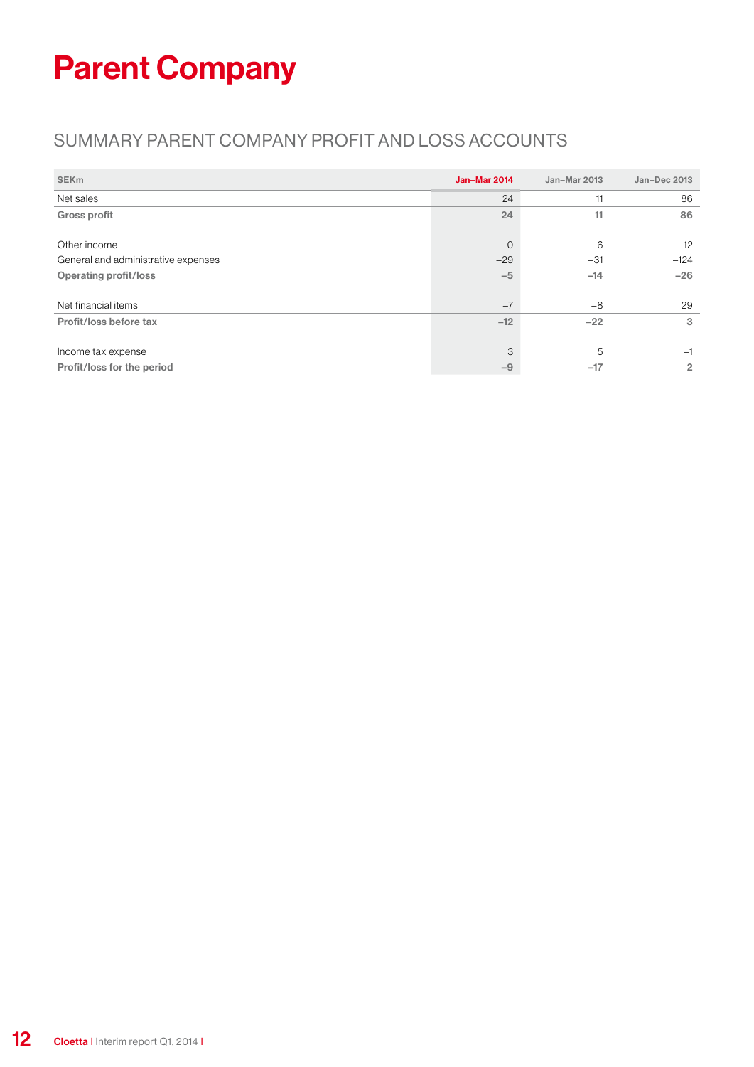# Parent Company

## SUMMARY PARENT COMPANY PROFIT AND LOSS ACCOUNTS

| SEKm | Jan–Mar 2014 | Jan–Mar 2013 | Jan–Dec 2013 |
|---|---|---|---|
| Net sales | 24 | 11 | 86 |
| **Gross profit** | **24** | **11** | **86** |
| | | | |
| Other income | 0 | 6 | 12 |
| General and administrative expenses | –29 | –31 | –124 |
| **Operating profit/loss** | **–5** | **–14** | **–26** |
| | | | |
| Net financial items | –7 | –8 | 29 |
| **Profit/loss before tax** | **–12** | **–22** | **3** |
| | | | |
| Income tax expense | 3 | 5 | –1 |
| **Profit/loss for the period** | **–9** | **–17** | **2** |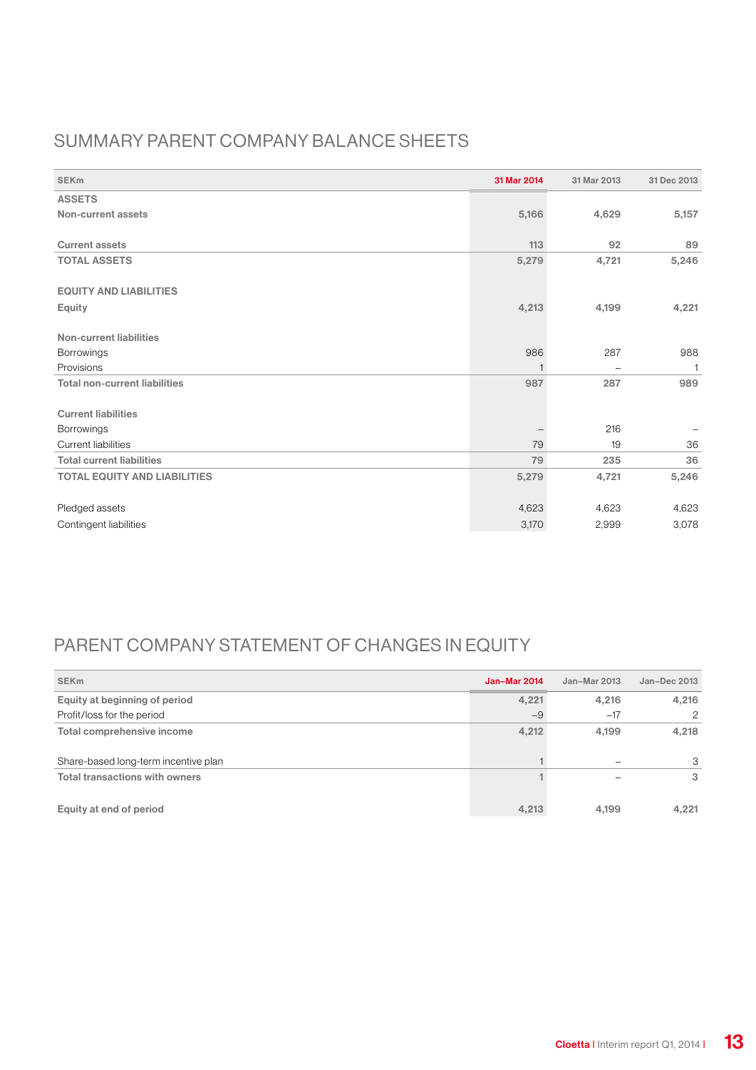## SUMMARY PARENT COMPANY BALANCE SHEETS

| SEKm | 31 Mar 2014 | 31 Mar 2013 | 31 Dec 2013 |
|---|---|---|---|
| **ASSETS** | | | |
| **Non-current assets** | **5,166** | **4,629** | **5,157** |
| | | | |
| **Current assets** | **113** | **92** | **89** |
| **TOTAL ASSETS** | **5,279** | **4,721** | **5,246** |
| | | | |
| **EQUITY AND LIABILITIES** | | | |
| **Equity** | **4,213** | **4,199** | **4,221** |
| | | | |
| **Non-current liabilities** | | | |
| Borrowings | 986 | 287 | 988 |
| Provisions | 1 | – | 1 |
| **Total non-current liabilities** | **987** | **287** | **989** |
| | | | |
| **Current liabilities** | | | |
| Borrowings | – | 216 | – |
| Current liabilities | 79 | 19 | 36 |
| **Total current liabilities** | **79** | **235** | **36** |
| **TOTAL EQUITY AND LIABILITIES** | **5,279** | **4,721** | **5,246** |
| | | | |
| Pledged assets | 4,623 | 4,623 | 4,623 |
| Contingent liabilities | 3,170 | 2,999 | 3,078 |

## PARENT COMPANY STATEMENT OF CHANGES IN EQUITY

| SEKm | Jan–Mar 2014 | Jan–Mar 2013 | Jan–Dec 2013 |
|---|---|---|---|
| **Equity at beginning of period** | **4,221** | **4,216** | **4,216** |
| Profit/loss for the period | –9 | –17 | 2 |
| **Total comprehensive income** | **4,212** | **4,199** | **4,218** |
| | | | |
| Share-based long-term incentive plan | 1 | – | 3 |
| **Total transactions with owners** | **1** | **–** | **3** |
| | | | |
| **Equity at end of period** | **4,213** | **4,199** | **4,221** |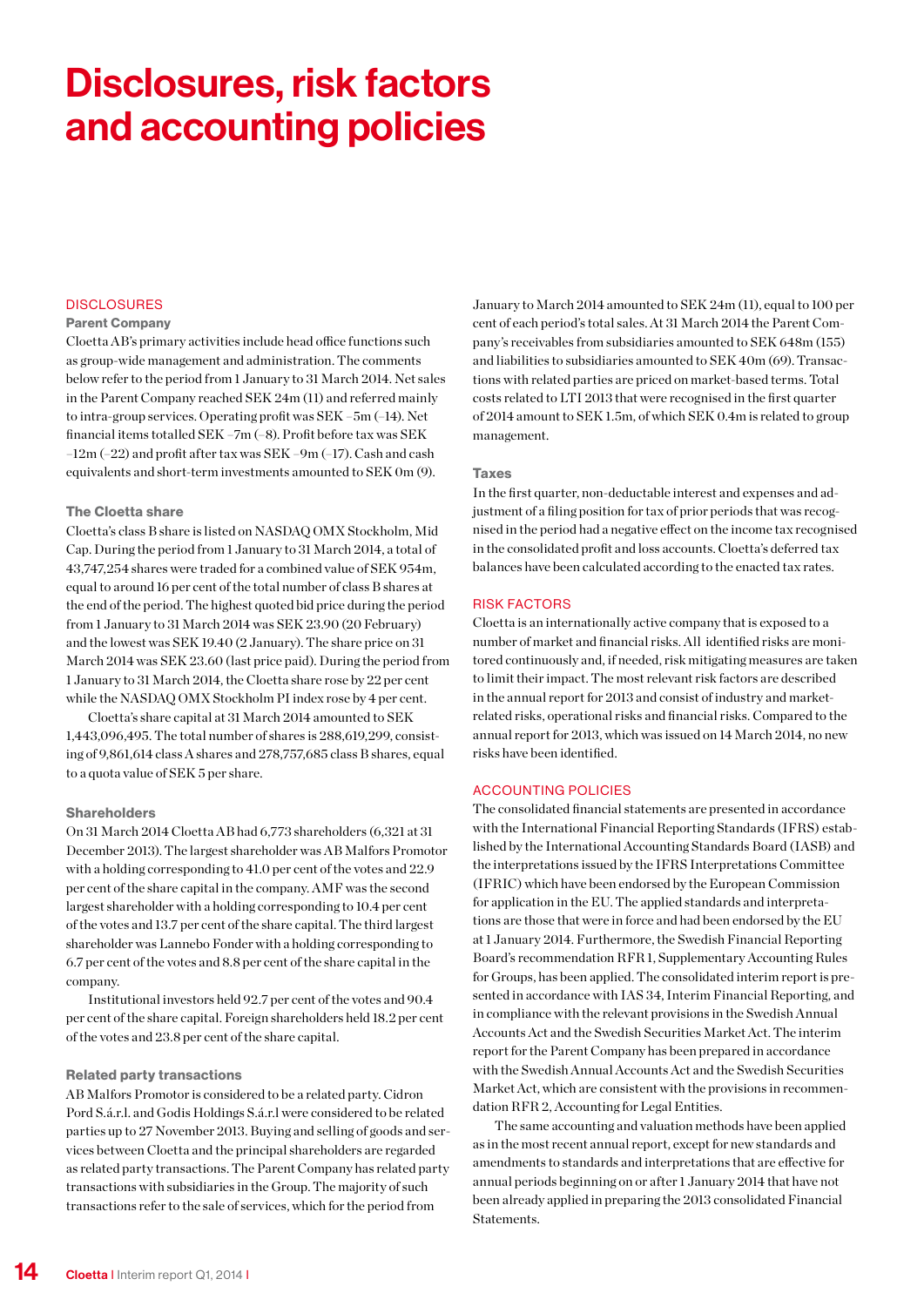// Disclosures, risk factors and accounting policies

# Disclosures, risk factors and accounting policies

## DISCLOSURES

### Parent Company

Cloetta AB's primary activities include head office functions such as group-wide management and administration. The comments below refer to the period from 1 January to 31 March 2014. Net sales in the Parent Company reached SEK 24m (11) and referred mainly to intra-group services. Operating profit was SEK –5m (–14). Net financial items totalled SEK –7m (–8). Profit before tax was SEK –12m (–22) and profit after tax was SEK –9m (–17). Cash and cash equivalents and short-term investments amounted to SEK 0m (9).

### The Cloetta share

Cloetta's class B share is listed on NASDAQ OMX Stockholm, Mid Cap. During the period from 1 January to 31 March 2014, a total of 43,747,254 shares were traded for a combined value of SEK 954m, equal to around 16 per cent of the total number of class B shares at the end of the period. The highest quoted bid price during the period from 1 January to 31 March 2014 was SEK 23.90 (20 February) and the lowest was SEK 19.40 (2 January). The share price on 31 March 2014 was SEK 23.60 (last price paid). During the period from 1 January to 31 March 2014, the Cloetta share rose by 22 per cent while the NASDAQ OMX Stockholm PI index rose by 4 per cent.

Cloetta's share capital at 31 March 2014 amounted to SEK 1,443,096,495. The total number of shares is 288,619,299, consisting of 9,861,614 class A shares and 278,757,685 class B shares, equal to a quota value of SEK 5 per share.

### Shareholders

On 31 March 2014 Cloetta AB had 6,773 shareholders (6,321 at 31 December 2013). The largest shareholder was AB Malfors Promotor with a holding corresponding to 41.0 per cent of the votes and 22.9 per cent of the share capital in the company. AMF was the second largest shareholder with a holding corresponding to 10.4 per cent of the votes and 13.7 per cent of the share capital. The third largest shareholder was Lannebo Fonder with a holding corresponding to 6.7 per cent of the votes and 8.8 per cent of the share capital in the company.

Institutional investors held 92.7 per cent of the votes and 90.4 per cent of the share capital. Foreign shareholders held 18.2 per cent of the votes and 23.8 per cent of the share capital.

### Related party transactions

AB Malfors Promotor is considered to be a related party. Cidron Pord S.á.r.l. and Godis Holdings S.á.r.l were considered to be related parties up to 27 November 2013. Buying and selling of goods and services between Cloetta and the principal shareholders are regarded as related party transactions. The Parent Company has related party transactions with subsidiaries in the Group. The majority of such transactions refer to the sale of services, which for the period from January to March 2014 amounted to SEK 24m (11), equal to 100 per cent of each period's total sales. At 31 March 2014 the Parent Company's receivables from subsidiaries amounted to SEK 648m (155) and liabilities to subsidiaries amounted to SEK 40m (69). Transactions with related parties are priced on market-based terms. Total costs related to LTI 2013 that were recognised in the first quarter of 2014 amount to SEK 1.5m, of which SEK 0.4m is related to group management.

### Taxes

In the first quarter, non-deductable interest and expenses and adjustment of a filing position for tax of prior periods that was recognised in the period had a negative effect on the income tax recognised in the consolidated profit and loss accounts. Cloetta's deferred tax balances have been calculated according to the enacted tax rates.

## RISK FACTORS

Cloetta is an internationally active company that is exposed to a number of market and financial risks. All identified risks are monitored continuously and, if needed, risk mitigating measures are taken to limit their impact. The most relevant risk factors are described in the annual report for 2013 and consist of industry and market-related risks, operational risks and financial risks. Compared to the annual report for 2013, which was issued on 14 March 2014, no new risks have been identified.

## ACCOUNTING POLICIES

The consolidated financial statements are presented in accordance with the International Financial Reporting Standards (IFRS) established by the International Accounting Standards Board (IASB) and the interpretations issued by the IFRS Interpretations Committee (IFRIC) which have been endorsed by the European Commission for application in the EU. The applied standards and interpretations are those that were in force and had been endorsed by the EU at 1 January 2014. Furthermore, the Swedish Financial Reporting Board's recommendation RFR 1, Supplementary Accounting Rules for Groups, has been applied. The consolidated interim report is presented in accordance with IAS 34, Interim Financial Reporting, and in compliance with the relevant provisions in the Swedish Annual Accounts Act and the Swedish Securities Market Act. The interim report for the Parent Company has been prepared in accordance with the Swedish Annual Accounts Act and the Swedish Securities Market Act, which are consistent with the provisions in recommendation RFR 2, Accounting for Legal Entities.

The same accounting and valuation methods have been applied as in the most recent annual report, except for new standards and amendments to standards and interpretations that are effective for annual periods beginning on or after 1 January 2014 that have not been already applied in preparing the 2013 consolidated Financial Statements.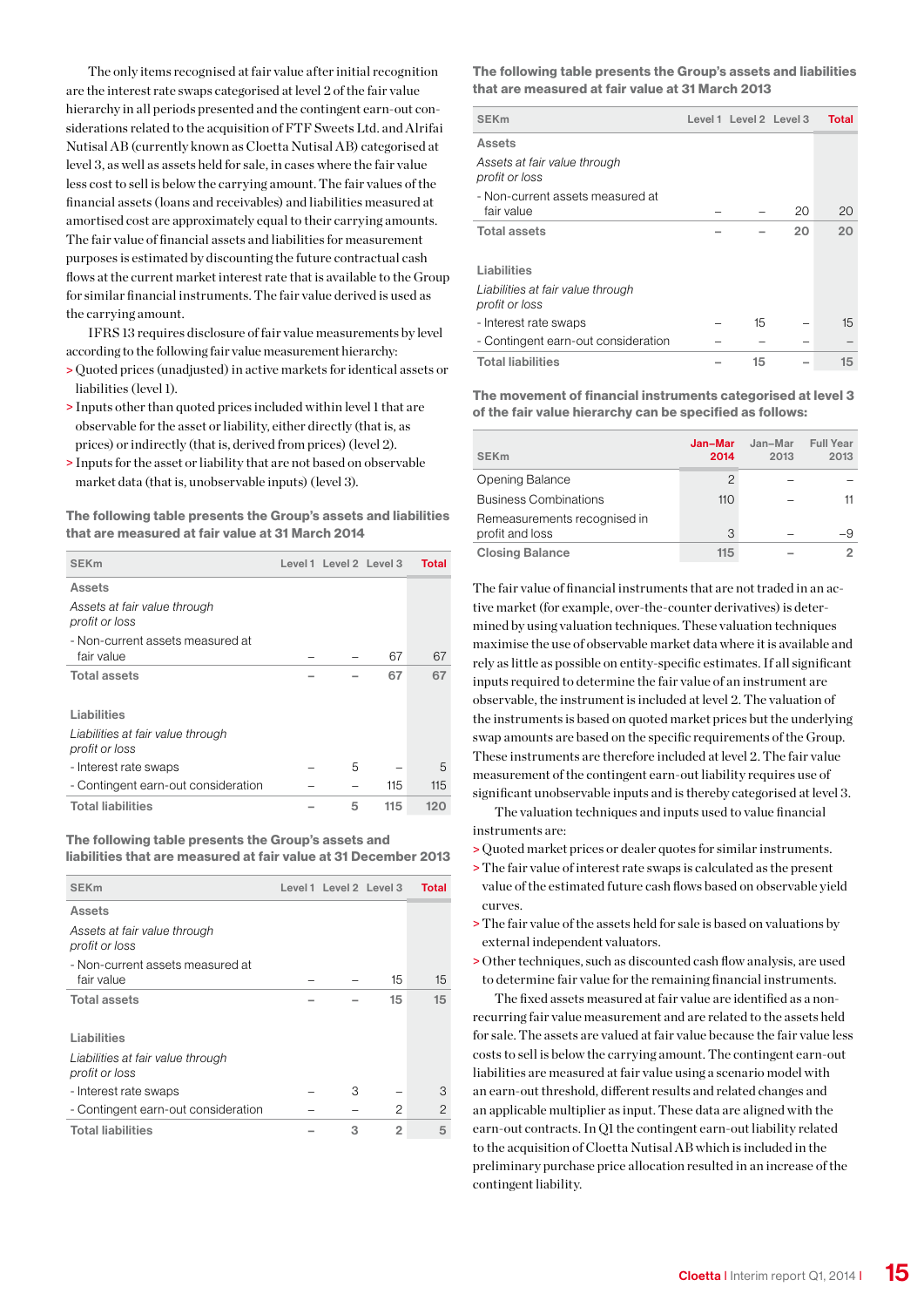The only items recognised at fair value after initial recognition are the interest rate swaps categorised at level 2 of the fair value hierarchy in all periods presented and the contingent earn-out considerations related to the acquisition of FTF Sweets Ltd. and Alrifai Nutisal AB (currently known as Cloetta Nutisal AB) categorised at level 3, as well as assets held for sale, in cases where the fair value less cost to sell is below the carrying amount. The fair values of the financial assets (loans and receivables) and liabilities measured at amortised cost are approximately equal to their carrying amounts. The fair value of financial assets and liabilities for measurement purposes is estimated by discounting the future contractual cash flows at the current market interest rate that is available to the Group for similar financial instruments. The fair value derived is used as the carrying amount.

IFRS 13 requires disclosure of fair value measurements by level according to the following fair value measurement hierarchy:

> Quoted prices (unadjusted) in active markets for identical assets or liabilities (level 1).
> Inputs other than quoted prices included within level 1 that are observable for the asset or liability, either directly (that is, as prices) or indirectly (that is, derived from prices) (level 2).
> Inputs for the asset or liability that are not based on observable market data (that is, unobservable inputs) (level 3).

**The following table presents the Group's assets and liabilities that are measured at fair value at 31 March 2014**

| SEKm | Level 1 | Level 2 | Level 3 | Total |
|---|---|---|---|---|
| **Assets** | | | | |
| *Assets at fair value through profit or loss* | | | | |
| - Non-current assets measured at fair value | – | – | 67 | 67 |
| **Total assets** | **–** | **–** | **67** | **67** |
| **Liabilities** | | | | |
| *Liabilities at fair value through profit or loss* | | | | |
| - Interest rate swaps | – | 5 | – | 5 |
| - Contingent earn-out consideration | – | – | 115 | 115 |
| **Total liabilities** | **–** | **5** | **115** | **120** |

**The following table presents the Group's assets and liabilities that are measured at fair value at 31 December 2013**

| SEKm | Level 1 | Level 2 | Level 3 | Total |
|---|---|---|---|---|
| **Assets** | | | | |
| *Assets at fair value through profit or loss* | | | | |
| - Non-current assets measured at fair value | – | – | 15 | 15 |
| **Total assets** | **–** | **–** | **15** | **15** |
| **Liabilities** | | | | |
| *Liabilities at fair value through profit or loss* | | | | |
| - Interest rate swaps | – | 3 | – | 3 |
| - Contingent earn-out consideration | – | – | 2 | 2 |
| **Total liabilities** | **–** | **3** | **2** | **5** |

**The following table presents the Group's assets and liabilities that are measured at fair value at 31 March 2013**

| SEKm | Level 1 | Level 2 | Level 3 | Total |
|---|---|---|---|---|
| **Assets** | | | | |
| *Assets at fair value through profit or loss* | | | | |
| - Non-current assets measured at fair value | – | – | 20 | 20 |
| **Total assets** | **–** | **–** | **20** | **20** |
| **Liabilities** | | | | |
| *Liabilities at fair value through profit or loss* | | | | |
| - Interest rate swaps | – | 15 | – | 15 |
| - Contingent earn-out consideration | – | – | – | – |
| **Total liabilities** | **–** | **15** | **–** | **15** |

**The movement of financial instruments categorised at level 3 of the fair value hierarchy can be specified as follows:**

| SEKm | Jan–Mar 2014 | Jan–Mar 2013 | Full Year 2013 |
|---|---|---|---|
| Opening Balance | 2 | – | – |
| Business Combinations | 110 | – | 11 |
| Remeasurements recognised in profit and loss | 3 | – | –9 |
| **Closing Balance** | **115** | **–** | **2** |

The fair value of financial instruments that are not traded in an active market (for example, over-the-counter derivatives) is determined by using valuation techniques. These valuation techniques maximise the use of observable market data where it is available and rely as little as possible on entity-specific estimates. If all significant inputs required to determine the fair value of an instrument are observable, the instrument is included at level 2. The valuation of the instruments is based on quoted market prices but the underlying swap amounts are based on the specific requirements of the Group. These instruments are therefore included at level 2. The fair value measurement of the contingent earn-out liability requires use of significant unobservable inputs and is thereby categorised at level 3.

The valuation techniques and inputs used to value financial instruments are:

> Quoted market prices or dealer quotes for similar instruments.
> The fair value of interest rate swaps is calculated as the present value of the estimated future cash flows based on observable yield curves.
> The fair value of the assets held for sale is based on valuations by external independent valuators.
> Other techniques, such as discounted cash flow analysis, are used to determine fair value for the remaining financial instruments.

The fixed assets measured at fair value are identified as a non-recurring fair value measurement and are related to the assets held for sale. The assets are valued at fair value because the fair value less costs to sell is below the carrying amount. The contingent earn-out liabilities are measured at fair value using a scenario model with an earn-out threshold, different results and related changes and an applicable multiplier as input. These data are aligned with the earn-out contracts. In Q1 the contingent earn-out liability related to the acquisition of Cloetta Nutisal AB which is included in the preliminary purchase price allocation resulted in an increase of the contingent liability.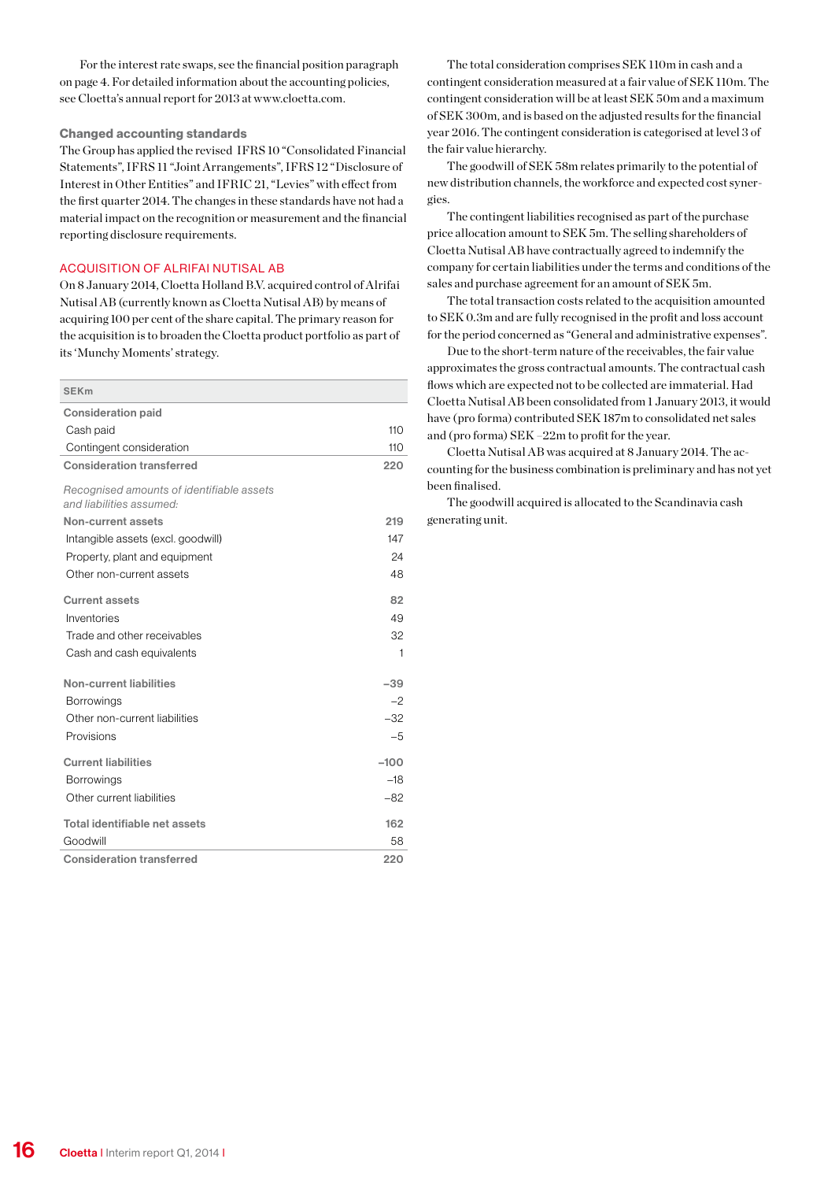For the interest rate swaps, see the financial position paragraph on page 4. For detailed information about the accounting policies, see Cloetta's annual report for 2013 at www.cloetta.com.

### Changed accounting standards

The Group has applied the revised IFRS 10 "Consolidated Financial Statements", IFRS 11 "Joint Arrangements", IFRS 12 "Disclosure of Interest in Other Entities" and IFRIC 21, "Levies" with effect from the first quarter 2014. The changes in these standards have not had a material impact on the recognition or measurement and the financial reporting disclosure requirements.

## ACQUISITION OF ALRIFAI NUTISAL AB

On 8 January 2014, Cloetta Holland B.V. acquired control of Alrifai Nutisal AB (currently known as Cloetta Nutisal AB) by means of acquiring 100 per cent of the share capital. The primary reason for the acquisition is to broaden the Cloetta product portfolio as part of its 'Munchy Moments' strategy.

| SEKm | |
|---|---|
| **Consideration paid** | |
| Cash paid | 110 |
| Contingent consideration | 110 |
| **Consideration transferred** | **220** |
| *Recognised amounts of identifiable assets and liabilities assumed:* | |
| **Non-current assets** | **219** |
| Intangible assets (excl. goodwill) | 147 |
| Property, plant and equipment | 24 |
| Other non-current assets | 48 |
| **Current assets** | **82** |
| Inventories | 49 |
| Trade and other receivables | 32 |
| Cash and cash equivalents | 1 |
| **Non-current liabilities** | **–39** |
| Borrowings | –2 |
| Other non-current liabilities | –32 |
| Provisions | –5 |
| **Current liabilities** | **–100** |
| Borrowings | –18 |
| Other current liabilities | –82 |
| **Total identifiable net assets** | **162** |
| Goodwill | 58 |
| **Consideration transferred** | **220** |

The total consideration comprises SEK 110m in cash and a contingent consideration measured at a fair value of SEK 110m. The contingent consideration will be at least SEK 50m and a maximum of SEK 300m, and is based on the adjusted results for the financial year 2016. The contingent consideration is categorised at level 3 of the fair value hierarchy.

The goodwill of SEK 58m relates primarily to the potential of new distribution channels, the workforce and expected cost synergies.

The contingent liabilities recognised as part of the purchase price allocation amount to SEK 5m. The selling shareholders of Cloetta Nutisal AB have contractually agreed to indemnify the company for certain liabilities under the terms and conditions of the sales and purchase agreement for an amount of SEK 5m.

The total transaction costs related to the acquisition amounted to SEK 0.3m and are fully recognised in the profit and loss account for the period concerned as "General and administrative expenses".

Due to the short-term nature of the receivables, the fair value approximates the gross contractual amounts. The contractual cash flows which are expected not to be collected are immaterial. Had Cloetta Nutisal AB been consolidated from 1 January 2013, it would have (pro forma) contributed SEK 187m to consolidated net sales and (pro forma) SEK –22m to profit for the year.

Cloetta Nutisal AB was acquired at 8 January 2014. The accounting for the business combination is preliminary and has not yet been finalised.

The goodwill acquired is allocated to the Scandinavia cash generating unit.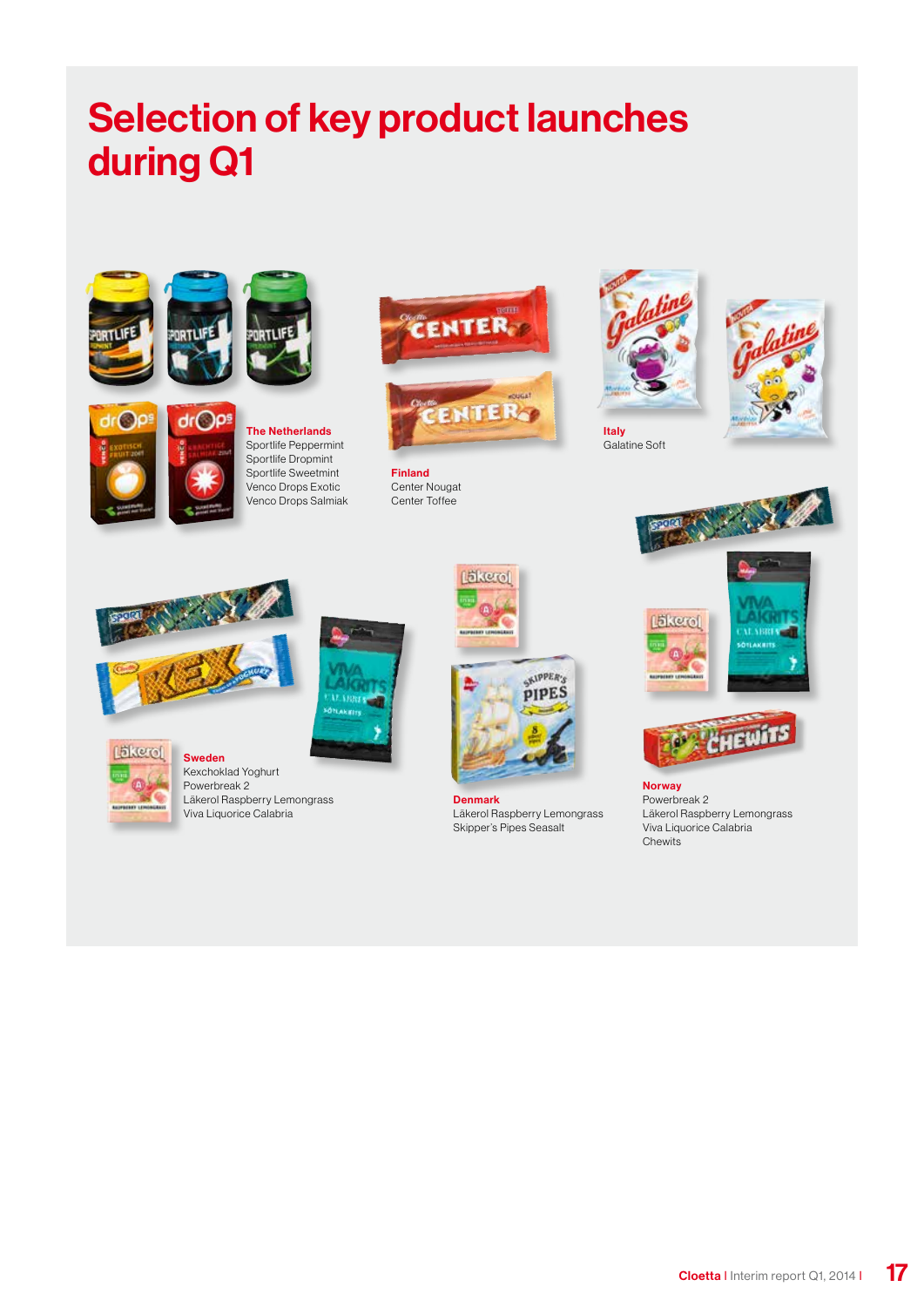# Selection of key product launches during Q1

**The Netherlands**
Sportlife Peppermint
Sportlife Dropmint
Sportlife Sweetmint
Venco Drops Exotic
Venco Drops Salmiak

**Finland**
Center Nougat
Center Toffee

**Italy**
Galatine Soft

**Sweden**
Kexchoklad Yoghurt
Powerbreak 2
Läkerol Raspberry Lemongrass
Viva Liquorice Calabria

**Denmark**
Läkerol Raspberry Lemongrass
Skipper's Pipes Seasalt

**Norway**
Powerbreak 2
Läkerol Raspberry Lemongrass
Viva Liquorice Calabria
Chewits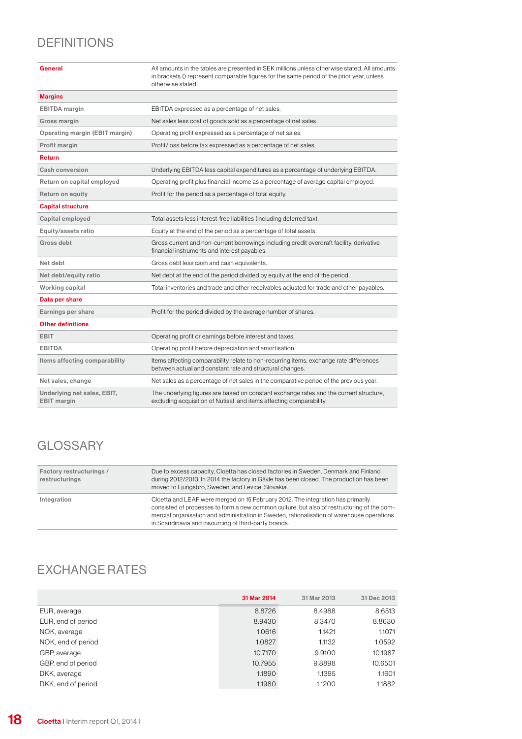# DEFINITIONS

| | |
|---|---|
| **General** | All amounts in the tables are presented in SEK millions unless otherwise stated. All amounts in brackets () represent comparable figures for the same period of the prior year, unless otherwise stated. |
| **Margins** | |
| EBITDA margin | EBITDA expressed as a percentage of net sales. |
| Gross margin | Net sales less cost of goods sold as a percentage of net sales. |
| Operating margin (EBIT margin) | Operating profit expressed as a percentage of net sales. |
| Profit margin | Profit/loss before tax expressed as a percentage of net sales. |
| **Return** | |
| Cash conversion | Underlying EBITDA less capital expenditures as a percentage of underlying EBITDA. |
| Return on capital employed | Operating profit plus financial income as a percentage of average capital employed. |
| Return on equity | Profit for the period as a percentage of total equity. |
| **Capital structure** | |
| Capital employed | Total assets less interest-free liabilities (including deferred tax). |
| Equity/assets ratio | Equity at the end of the period as a percentage of total assets. |
| Gross debt | Gross current and non-current borrowings including credit overdraft facility, derivative financial instruments and interest payables. |
| Net debt | Gross debt less cash and cash equivalents. |
| Net debt/equity ratio | Net debt at the end of the period divided by equity at the end of the period. |
| Working capital | Total inventories and trade and other receivables adjusted for trade and other payables. |
| **Data per share** | |
| Earnings per share | Profit for the period divided by the average number of shares. |
| **Other definitions** | |
| EBIT | Operating profit or earnings before interest and taxes. |
| EBITDA | Operating profit before depreciation and amortisation. |
| Items affecting comparability | Items affecting comparability relate to non-recurring items, exchange rate differences between actual and constant rate and structural changes. |
| Net sales, change | Net sales as a percentage of net sales in the comparative period of the previous year. |
| Underlying net sales, EBIT, EBIT margin | The underlying figures are based on constant exchange rates and the current structure, excluding acquisition of Nutisal and items affecting comparability. |

# GLOSSARY

| | |
|---|---|
| Factory restructurings / restructurings | Due to excess capacity, Cloetta has closed factories in Sweden, Denmark and Finland during 2012/2013. In 2014 the factory in Gävle has been closed. The production has been moved to Ljungsbro, Sweden, and Levice, Slovakia. |
| Integration | Cloetta and LEAF were merged on 15 February 2012. The integration has primarily consisted of processes to form a new common culture, but also of restructuring of the commercial organisation and administration in Sweden, rationalisation of warehouse operations in Scandinavia and insourcing of third-party brands. |

# EXCHANGE RATES

| | 31 Mar 2014 | 31 Mar 2013 | 31 Dec 2013 |
|---|---|---|---|
| EUR, average | 8.8726 | 8.4988 | 8.6513 |
| EUR, end of period | 8.9430 | 8.3470 | 8.8630 |
| NOK, average | 1.0616 | 1.1421 | 1.1071 |
| NOK, end of period | 1.0827 | 1.1132 | 1.0592 |
| GBP, average | 10.7170 | 9.9100 | 10.1987 |
| GBP, end of period | 10.7955 | 9.8898 | 10.6501 |
| DKK, average | 1.1890 | 1.1395 | 1.1601 |
| DKK, end of period | 1.1980 | 1.1200 | 1.1882 |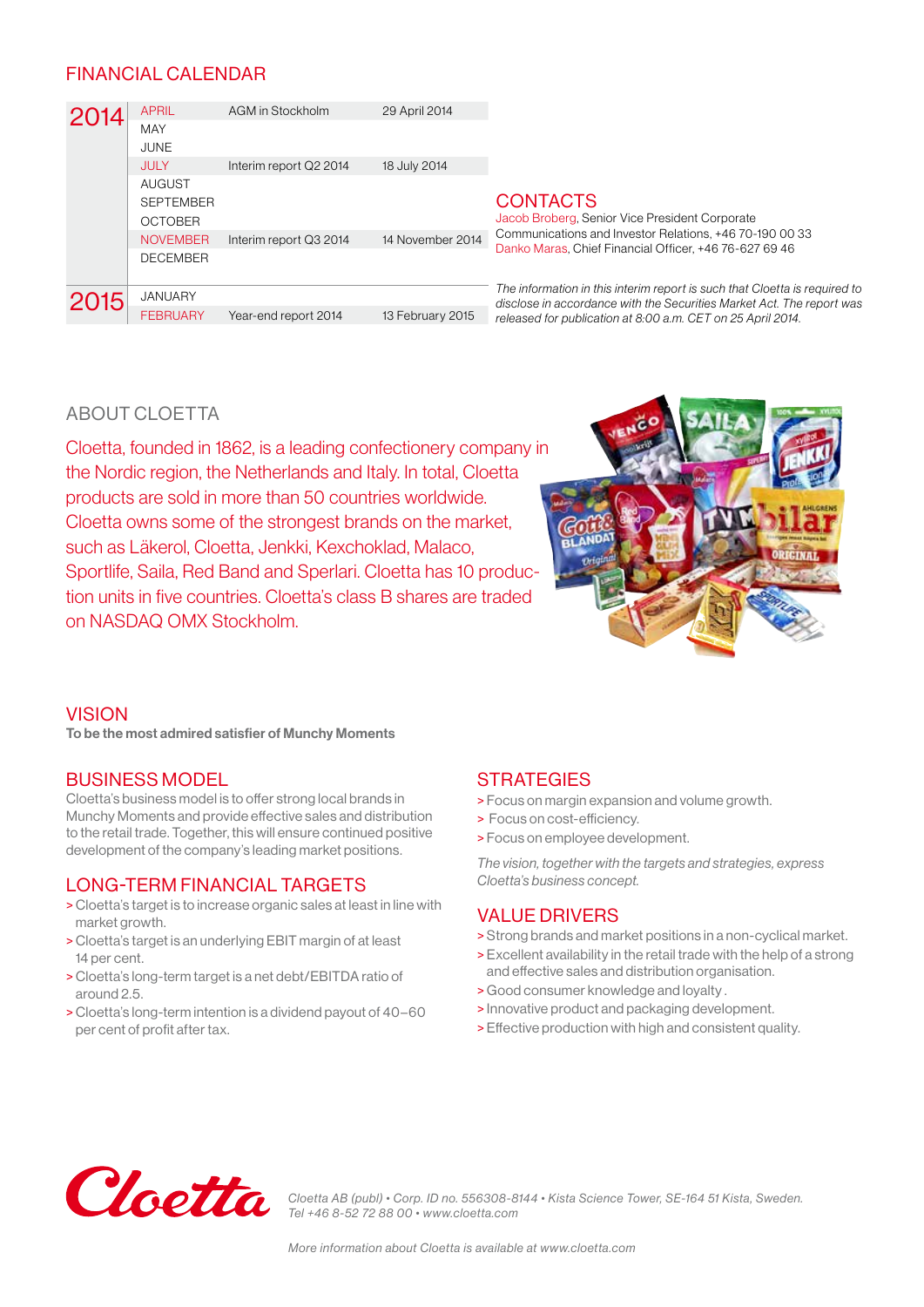## FINANCIAL CALENDAR

| | | | |
|---|---|---|---|
| 2014 | APRIL | AGM in Stockholm | 29 April 2014 |
| | MAY | | |
| | JUNE | | |
| | JULY | Interim report Q2 2014 | 18 July 2014 |
| | AUGUST | | |
| | SEPTEMBER | | |
| | OCTOBER | | |
| | NOVEMBER | Interim report Q3 2014 | 14 November 2014 |
| | DECEMBER | | |
| 2015 | JANUARY | | |
| | FEBRUARY | Year-end report 2014 | 13 February 2015 |

## CONTACTS

Jacob Broberg, Senior Vice President Corporate Communications and Investor Relations, +46 70-190 00 33
Danko Maras, Chief Financial Officer, +46 76-627 69 46

*The information in this interim report is such that Cloetta is required to disclose in accordance with the Securities Market Act. The report was released for publication at 8:00 a.m. CET on 25 April 2014.*

## ABOUT CLOETTA

Cloetta, founded in 1862, is a leading confectionery company in the Nordic region, the Netherlands and Italy. In total, Cloetta products are sold in more than 50 countries worldwide. Cloetta owns some of the strongest brands on the market, such as Läkerol, Cloetta, Jenkki, Kexchoklad, Malaco, Sportlife, Saila, Red Band and Sperlari. Cloetta has 10 production units in five countries. Cloetta's class B shares are traded on NASDAQ OMX Stockholm.

## VISION

**To be the most admired satisfier of Munchy Moments**

## BUSINESS MODEL

Cloetta's business model is to offer strong local brands in Munchy Moments and provide effective sales and distribution to the retail trade. Together, this will ensure continued positive development of the company's leading market positions.

## LONG-TERM FINANCIAL TARGETS

> Cloetta's target is to increase organic sales at least in line with market growth.
> Cloetta's target is an underlying EBIT margin of at least 14 per cent.
> Cloetta's long-term target is a net debt/EBITDA ratio of around 2.5.
> Cloetta's long-term intention is a dividend payout of 40–60 per cent of profit after tax.

## STRATEGIES

> Focus on margin expansion and volume growth.
> Focus on cost-efficiency.
> Focus on employee development.

*The vision, together with the targets and strategies, express Cloetta's business concept.*

## VALUE DRIVERS

> Strong brands and market positions in a non-cyclical market.
> Excellent availability in the retail trade with the help of a strong and effective sales and distribution organisation.
> Good consumer knowledge and loyalty.
> Innovative product and packaging development.
> Effective production with high and consistent quality.

Cloetta

*Cloetta AB (publ) • Corp. ID no. 556308-8144 • Kista Science Tower, SE-164 51 Kista, Sweden.*
*Tel +46 8-52 72 88 00 • www.cloetta.com*

*More information about Cloetta is available at www.cloetta.com*